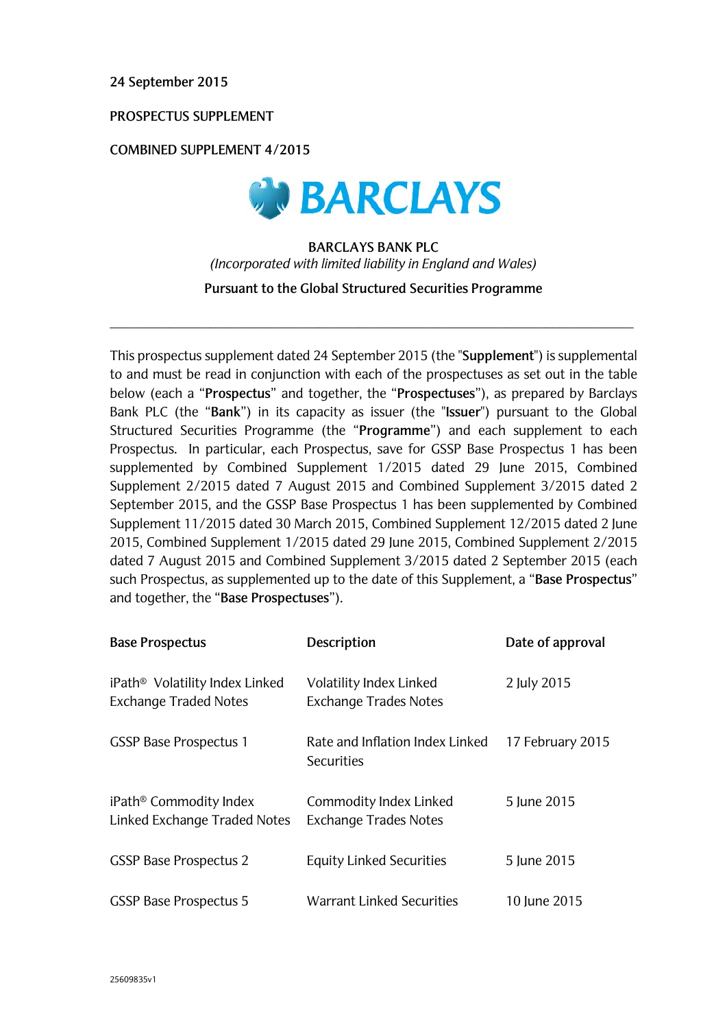24 September 2015

PROSPECTUS SUPPLEMENT

COMBINED SUPPLEMENT 4/2015

BARCLAYS

BARCLAYS BANK PLC

*(Incorporated with limited liability in England and Wales)*

Pursuant to the Global Structured Securities Programme

---

This prospectus supplement dated 24 September 2015 (the "**Supplement**") is supplemental to and must be read in conjunction with each of the prospectuses as set out in the table below (each a "**Prospectus**" and together, the "**Prospectuses**"), as prepared by Barclays Bank PLC (the "**Bank**") in its capacity as issuer (the "**Issuer**") pursuant to the Global Structured Securities Programme (the "**Programme**") and each supplement to each Prospectus. In particular, each Prospectus, save for GSSP Base Prospectus 1 has been supplemented by Combined Supplement 1/2015 dated 29 June 2015, Combined Supplement 2/2015 dated 7 August 2015 and Combined Supplement 3/2015 dated 2 September 2015, and the GSSP Base Prospectus 1 has been supplemented by Combined Supplement 11/2015 dated 30 March 2015, Combined Supplement 12/2015 dated 2 June 2015, Combined Supplement 1/2015 dated 29 June 2015, Combined Supplement 2/2015 dated 7 August 2015 and Combined Supplement 3/2015 dated 2 September 2015 (each such Prospectus, as supplemented up to the date of this Supplement, a "**Base Prospectus**" and together, the "**Base Prospectuses**").

| Base Prospectus | Description | Date of approval |
|---|---|---|
| iPath® Volatility Index Linked Exchange Traded Notes | Volatility Index Linked Exchange Trades Notes | 2 July 2015 |
| GSSP Base Prospectus 1 | Rate and Inflation Index Linked Securities | 17 February 2015 |
| iPath® Commodity Index Linked Exchange Traded Notes | Commodity Index Linked Exchange Trades Notes | 5 June 2015 |
| GSSP Base Prospectus 2 | Equity Linked Securities | 5 June 2015 |
| GSSP Base Prospectus 5 | Warrant Linked Securities | 10 June 2015 |

25609835v1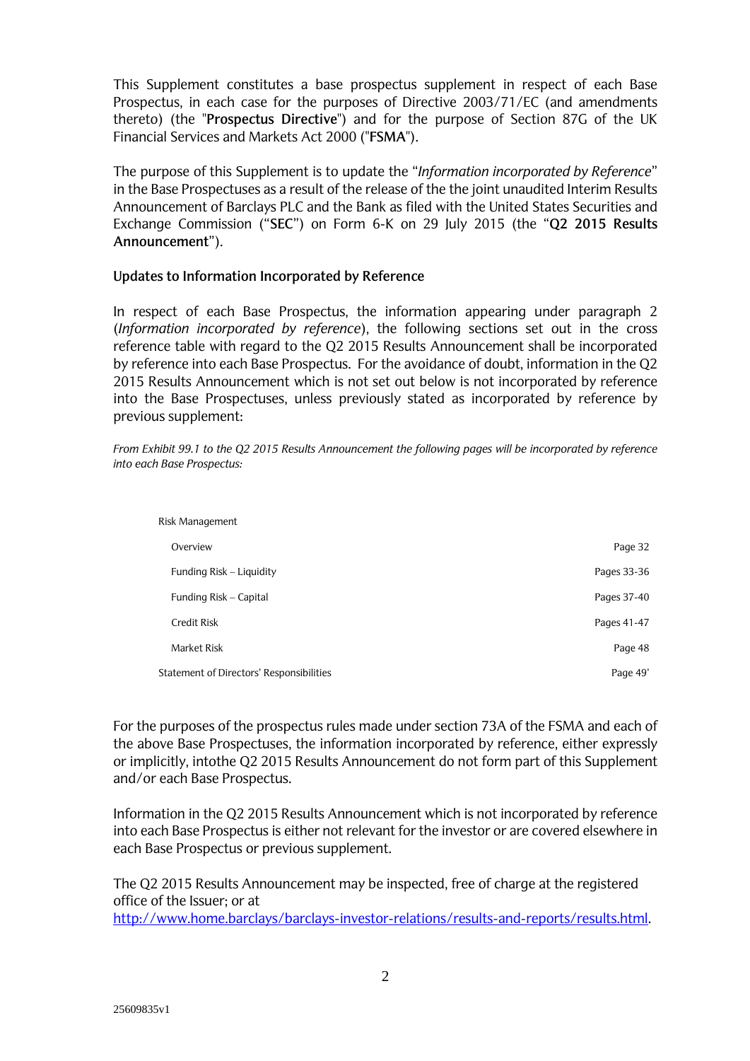This Supplement constitutes a base prospectus supplement in respect of each Base Prospectus, in each case for the purposes of Directive 2003/71/EC (and amendments thereto) (the "**Prospectus Directive**") and for the purpose of Section 87G of the UK Financial Services and Markets Act 2000 ("**FSMA**").

The purpose of this Supplement is to update the "*Information incorporated by Reference*" in the Base Prospectuses as a result of the release of the the joint unaudited Interim Results Announcement of Barclays PLC and the Bank as filed with the United States Securities and Exchange Commission ("**SEC**") on Form 6-K on 29 July 2015 (the "**Q2 2015 Results Announcement**").

**Updates to Information Incorporated by Reference**

In respect of each Base Prospectus, the information appearing under paragraph 2 (*Information incorporated by reference*), the following sections set out in the cross reference table with regard to the Q2 2015 Results Announcement shall be incorporated by reference into each Base Prospectus. For the avoidance of doubt, information in the Q2 2015 Results Announcement which is not set out below is not incorporated by reference into the Base Prospectuses, unless previously stated as incorporated by reference by previous supplement:

*From Exhibit 99.1 to the Q2 2015 Results Announcement the following pages will be incorporated by reference into each Base Prospectus:*

| | |
|---|---|
| Risk Management | |
| Overview | Page 32 |
| Funding Risk – Liquidity | Pages 33-36 |
| Funding Risk – Capital | Pages 37-40 |
| Credit Risk | Pages 41-47 |
| Market Risk | Page 48 |
| Statement of Directors' Responsibilities | Page 49' |

For the purposes of the prospectus rules made under section 73A of the FSMA and each of the above Base Prospectuses, the information incorporated by reference, either expressly or implicitly, intothe Q2 2015 Results Announcement do not form part of this Supplement and/or each Base Prospectus.

Information in the Q2 2015 Results Announcement which is not incorporated by reference into each Base Prospectus is either not relevant for the investor or are covered elsewhere in each Base Prospectus or previous supplement.

The Q2 2015 Results Announcement may be inspected, free of charge at the registered office of the Issuer; or at http://www.home.barclays/barclays-investor-relations/results-and-reports/results.html.

25609835v1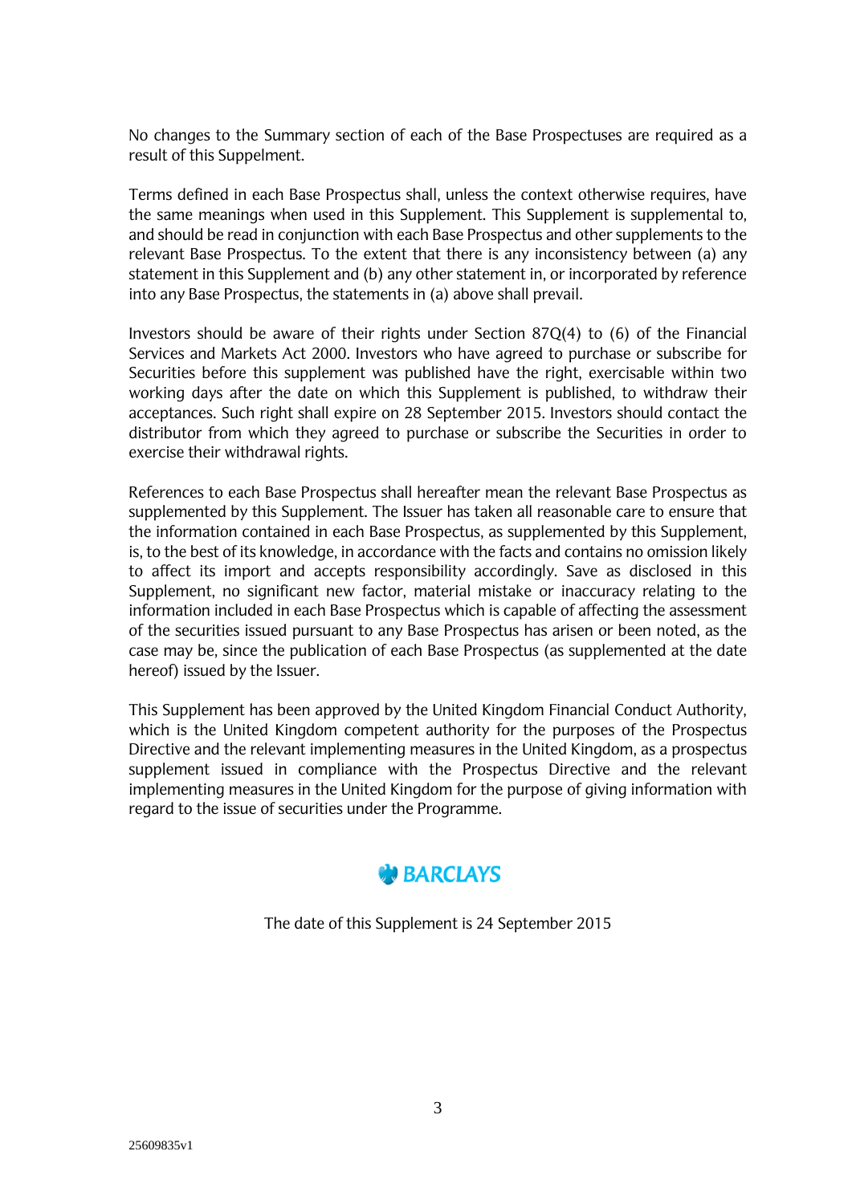No changes to the Summary section of each of the Base Prospectuses are required as a result of this Suppelment.

Terms defined in each Base Prospectus shall, unless the context otherwise requires, have the same meanings when used in this Supplement. This Supplement is supplemental to, and should be read in conjunction with each Base Prospectus and other supplements to the relevant Base Prospectus. To the extent that there is any inconsistency between (a) any statement in this Supplement and (b) any other statement in, or incorporated by reference into any Base Prospectus, the statements in (a) above shall prevail.

Investors should be aware of their rights under Section 87Q(4) to (6) of the Financial Services and Markets Act 2000. Investors who have agreed to purchase or subscribe for Securities before this supplement was published have the right, exercisable within two working days after the date on which this Supplement is published, to withdraw their acceptances. Such right shall expire on 28 September 2015. Investors should contact the distributor from which they agreed to purchase or subscribe the Securities in order to exercise their withdrawal rights.

References to each Base Prospectus shall hereafter mean the relevant Base Prospectus as supplemented by this Supplement. The Issuer has taken all reasonable care to ensure that the information contained in each Base Prospectus, as supplemented by this Supplement, is, to the best of its knowledge, in accordance with the facts and contains no omission likely to affect its import and accepts responsibility accordingly. Save as disclosed in this Supplement, no significant new factor, material mistake or inaccuracy relating to the information included in each Base Prospectus which is capable of affecting the assessment of the securities issued pursuant to any Base Prospectus has arisen or been noted, as the case may be, since the publication of each Base Prospectus (as supplemented at the date hereof) issued by the Issuer.

This Supplement has been approved by the United Kingdom Financial Conduct Authority, which is the United Kingdom competent authority for the purposes of the Prospectus Directive and the relevant implementing measures in the United Kingdom, as a prospectus supplement issued in compliance with the Prospectus Directive and the relevant implementing measures in the United Kingdom for the purpose of giving information with regard to the issue of securities under the Programme.

BARCLAYS

The date of this Supplement is 24 September 2015